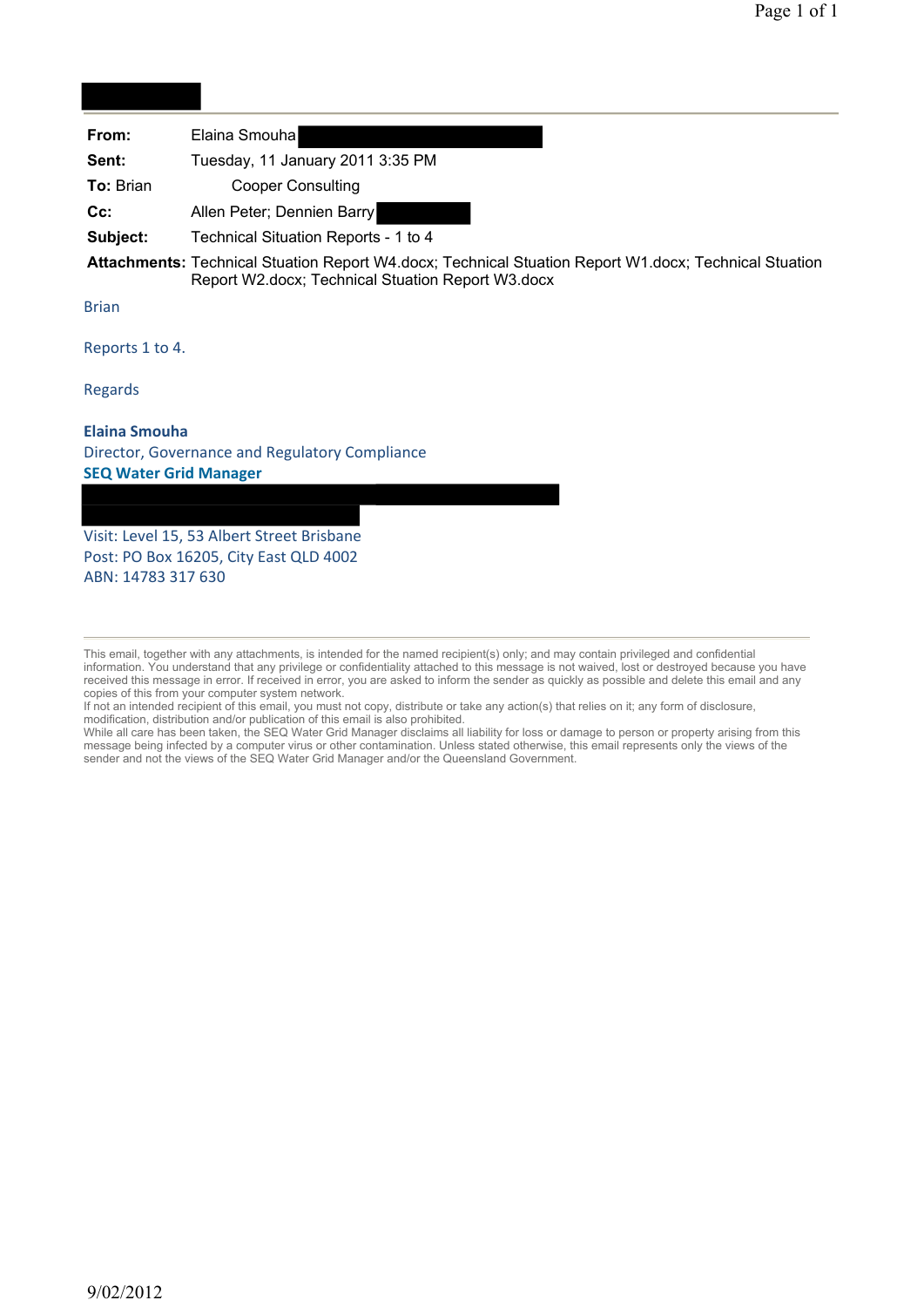| | |
|---|---|
| **From:** | Elaina Smouha |
| **Sent:** | Tuesday, 11 January 2011 3:35 PM |
| **To:** | Brian Cooper Consulting |
| **Cc:** | Allen Peter; Dennien Barry |
| **Subject:** | Technical Situation Reports - 1 to 4 |
| **Attachments:** | Technical Stuation Report W4.docx; Technical Stuation Report W1.docx; Technical Stuation Report W2.docx; Technical Stuation Report W3.docx |

Brian

Reports 1 to 4.

Regards

**Elaina Smouha**
Director, Governance and Regulatory Compliance
**SEQ Water Grid Manager**

Visit: Level 15, 53 Albert Street Brisbane
Post: PO Box 16205, City East QLD 4002
ABN: 14783 317 630

---

This email, together with any attachments, is intended for the named recipient(s) only; and may contain privileged and confidential information. You understand that any privilege or confidentiality attached to this message is not waived, lost or destroyed because you have received this message in error. If received in error, you are asked to inform the sender as quickly as possible and delete this email and any copies of this from your computer system network.
If not an intended recipient of this email, you must not copy, distribute or take any action(s) that relies on it; any form of disclosure, modification, distribution and/or publication of this email is also prohibited.
While all care has been taken, the SEQ Water Grid Manager disclaims all liability for loss or damage to person or property arising from this message being infected by a computer virus or other contamination. Unless stated otherwise, this email represents only the views of the sender and not the views of the SEQ Water Grid Manager and/or the Queensland Government.

9/02/2012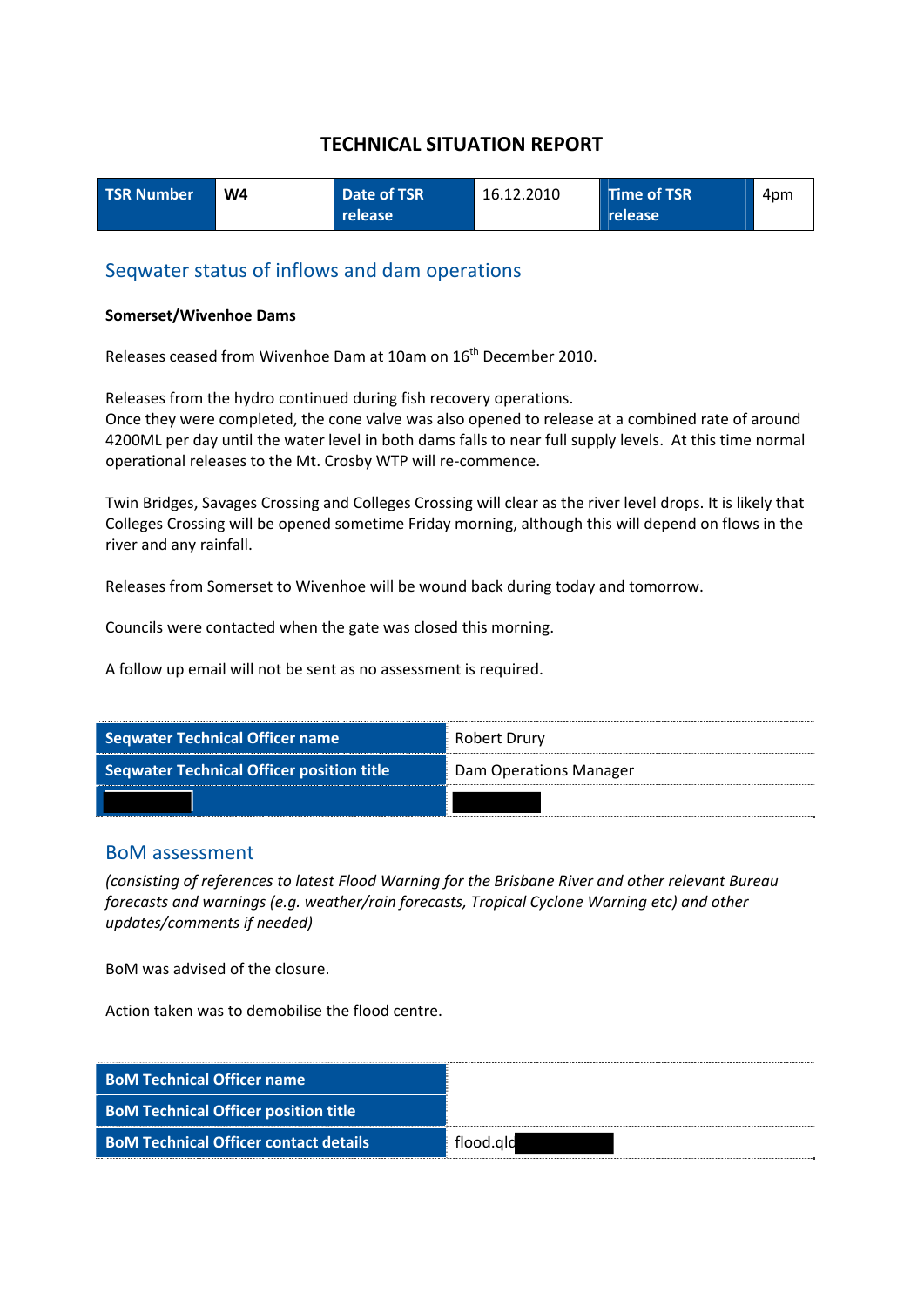# TECHNICAL SITUATION REPORT

| TSR Number | W4 | Date of TSR release | 16.12.2010 | Time of TSR release | 4pm |
|---|---|---|---|---|---|

## Seqwater status of inflows and dam operations

**Somerset/Wivenhoe Dams**

Releases ceased from Wivenhoe Dam at 10am on 16th December 2010.

Releases from the hydro continued during fish recovery operations.
Once they were completed, the cone valve was also opened to release at a combined rate of around 4200ML per day until the water level in both dams falls to near full supply levels. At this time normal operational releases to the Mt. Crosby WTP will re-commence.

Twin Bridges, Savages Crossing and Colleges Crossing will clear as the river level drops. It is likely that Colleges Crossing will be opened sometime Friday morning, although this will depend on flows in the river and any rainfall.

Releases from Somerset to Wivenhoe will be wound back during today and tomorrow.

Councils were contacted when the gate was closed this morning.

A follow up email will not be sent as no assessment is required.

| Seqwater Technical Officer name | Robert Drury |
|---|---|
| Seqwater Technical Officer position title | Dam Operations Manager |
| | |

## BoM assessment

*(consisting of references to latest Flood Warning for the Brisbane River and other relevant Bureau forecasts and warnings (e.g. weather/rain forecasts, Tropical Cyclone Warning etc) and other updates/comments if needed)*

BoM was advised of the closure.

Action taken was to demobilise the flood centre.

| BoM Technical Officer name | |
|---|---|
| BoM Technical Officer position title | |
| BoM Technical Officer contact details | flood.qld |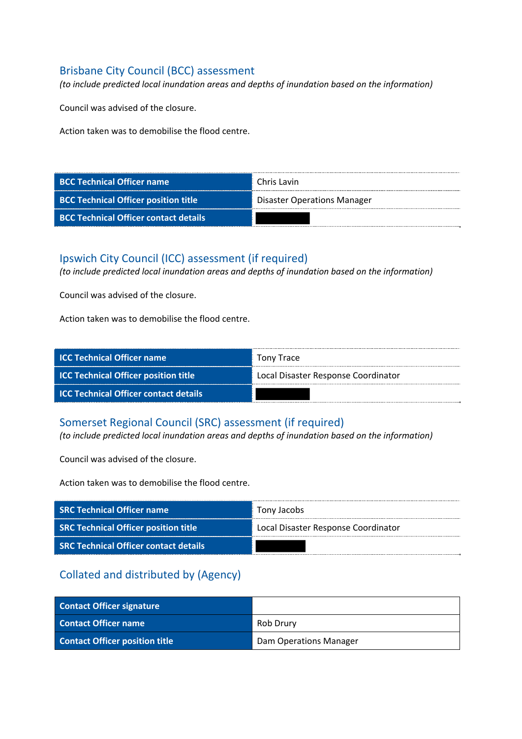## Brisbane City Council (BCC) assessment

*(to include predicted local inundation areas and depths of inundation based on the information)*

Council was advised of the closure.

Action taken was to demobilise the flood centre.

| BCC Technical Officer name | Chris Lavin |
|---|---|
| BCC Technical Officer position title | Disaster Operations Manager |
| BCC Technical Officer contact details | |

## Ipswich City Council (ICC) assessment (if required)

*(to include predicted local inundation areas and depths of inundation based on the information)*

Council was advised of the closure.

Action taken was to demobilise the flood centre.

| ICC Technical Officer name | Tony Trace |
|---|---|
| ICC Technical Officer position title | Local Disaster Response Coordinator |
| ICC Technical Officer contact details | |

## Somerset Regional Council (SRC) assessment (if required)

*(to include predicted local inundation areas and depths of inundation based on the information)*

Council was advised of the closure.

Action taken was to demobilise the flood centre.

| SRC Technical Officer name | Tony Jacobs |
|---|---|
| SRC Technical Officer position title | Local Disaster Response Coordinator |
| SRC Technical Officer contact details | |

## Collated and distributed by (Agency)

| Contact Officer signature | |
|---|---|
| Contact Officer name | Rob Drury |
| Contact Officer position title | Dam Operations Manager |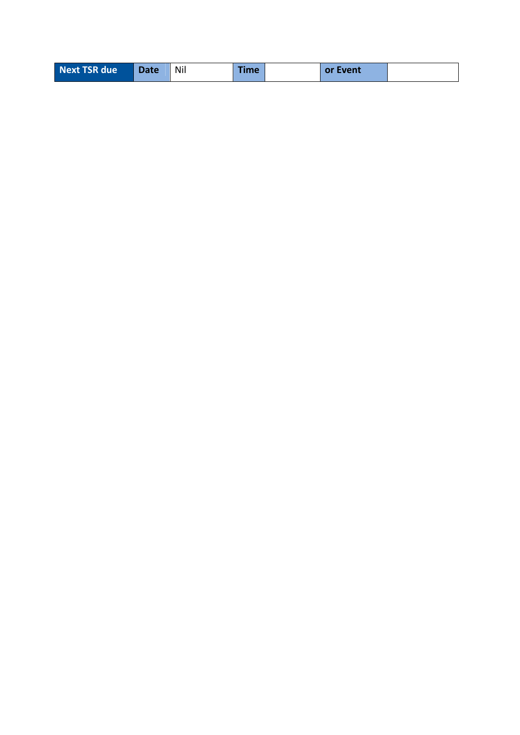| Next TSR due | Date | Nil | Time | | or Event | |
|---|---|---|---|---|---|---|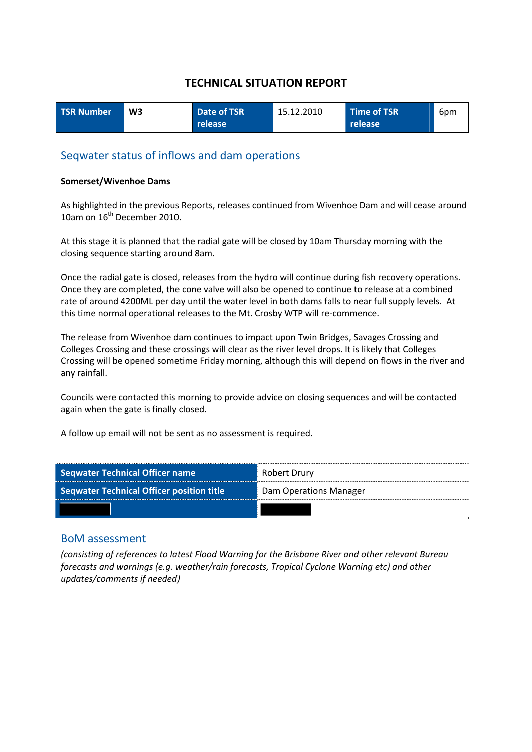# TECHNICAL SITUATION REPORT

| TSR Number | W3 | Date of TSR release | 15.12.2010 | Time of TSR release | 6pm |
|---|---|---|---|---|---|

## Seqwater status of inflows and dam operations

**Somerset/Wivenhoe Dams**

As highlighted in the previous Reports, releases continued from Wivenhoe Dam and will cease around 10am on 16th December 2010.

At this stage it is planned that the radial gate will be closed by 10am Thursday morning with the closing sequence starting around 8am.

Once the radial gate is closed, releases from the hydro will continue during fish recovery operations. Once they are completed, the cone valve will also be opened to continue to release at a combined rate of around 4200ML per day until the water level in both dams falls to near full supply levels. At this time normal operational releases to the Mt. Crosby WTP will re-commence.

The release from Wivenhoe dam continues to impact upon Twin Bridges, Savages Crossing and Colleges Crossing and these crossings will clear as the river level drops. It is likely that Colleges Crossing will be opened sometime Friday morning, although this will depend on flows in the river and any rainfall.

Councils were contacted this morning to provide advice on closing sequences and will be contacted again when the gate is finally closed.

A follow up email will not be sent as no assessment is required.

| Seqwater Technical Officer name | Robert Drury |
|---|---|
| Seqwater Technical Officer position title | Dam Operations Manager |
| [redacted] | [redacted] |

## BoM assessment

*(consisting of references to latest Flood Warning for the Brisbane River and other relevant Bureau forecasts and warnings (e.g. weather/rain forecasts, Tropical Cyclone Warning etc) and other updates/comments if needed)*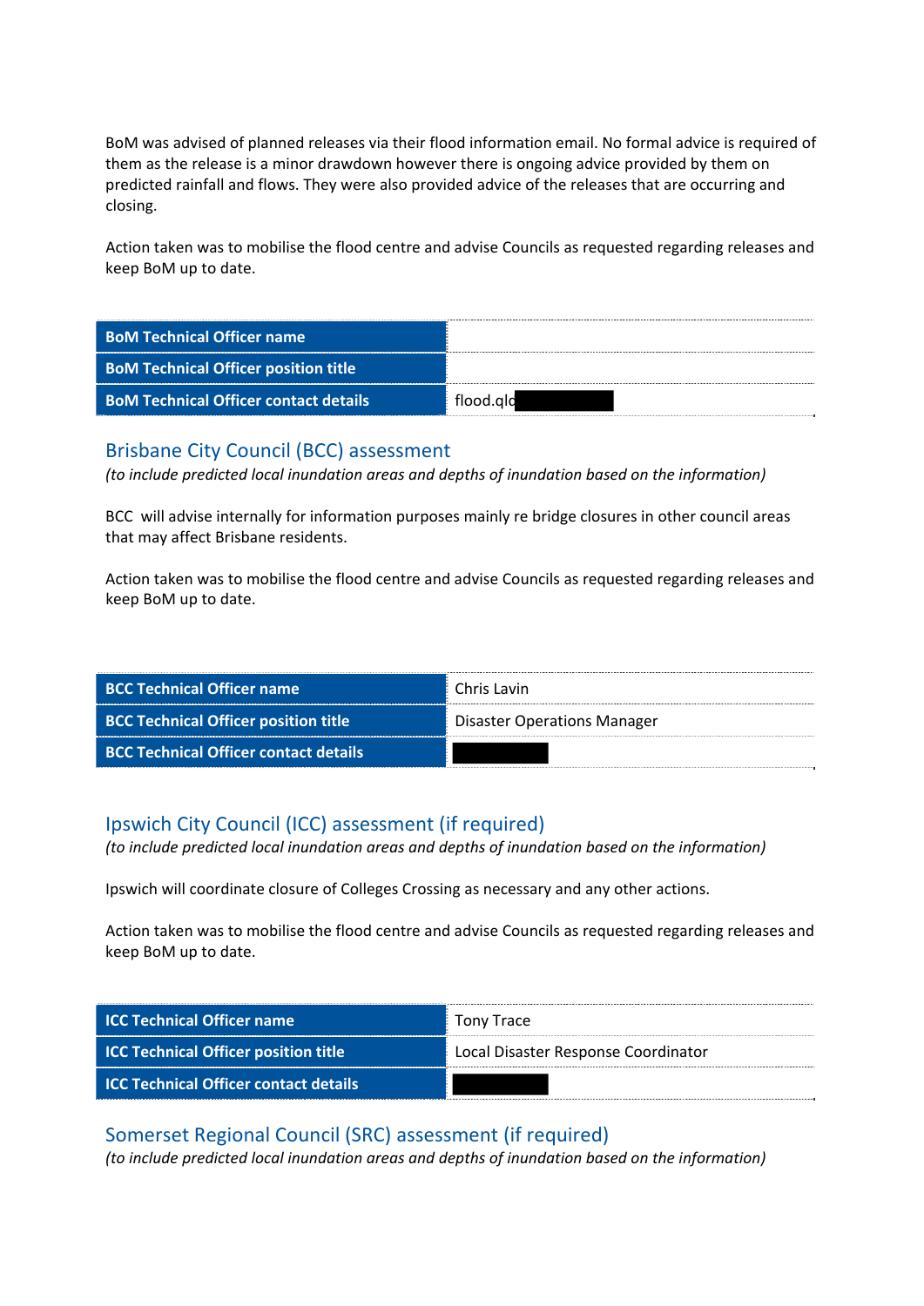BoM was advised of planned releases via their flood information email. No formal advice is required of them as the release is a minor drawdown however there is ongoing advice provided by them on predicted rainfall and flows. They were also provided advice of the releases that are occurring and closing.

Action taken was to mobilise the flood centre and advise Councils as requested regarding releases and keep BoM up to date.

| | |
|---|---|
| **BoM Technical Officer name** | |
| **BoM Technical Officer position title** | |
| **BoM Technical Officer contact details** | flood.qld |

## Brisbane City Council (BCC) assessment

*(to include predicted local inundation areas and depths of inundation based on the information)*

BCC will advise internally for information purposes mainly re bridge closures in other council areas that may affect Brisbane residents.

Action taken was to mobilise the flood centre and advise Councils as requested regarding releases and keep BoM up to date.

| | |
|---|---|
| **BCC Technical Officer name** | Chris Lavin |
| **BCC Technical Officer position title** | Disaster Operations Manager |
| **BCC Technical Officer contact details** | |

## Ipswich City Council (ICC) assessment (if required)

*(to include predicted local inundation areas and depths of inundation based on the information)*

Ipswich will coordinate closure of Colleges Crossing as necessary and any other actions.

Action taken was to mobilise the flood centre and advise Councils as requested regarding releases and keep BoM up to date.

| | |
|---|---|
| **ICC Technical Officer name** | Tony Trace |
| **ICC Technical Officer position title** | Local Disaster Response Coordinator |
| **ICC Technical Officer contact details** | |

## Somerset Regional Council (SRC) assessment (if required)

*(to include predicted local inundation areas and depths of inundation based on the information)*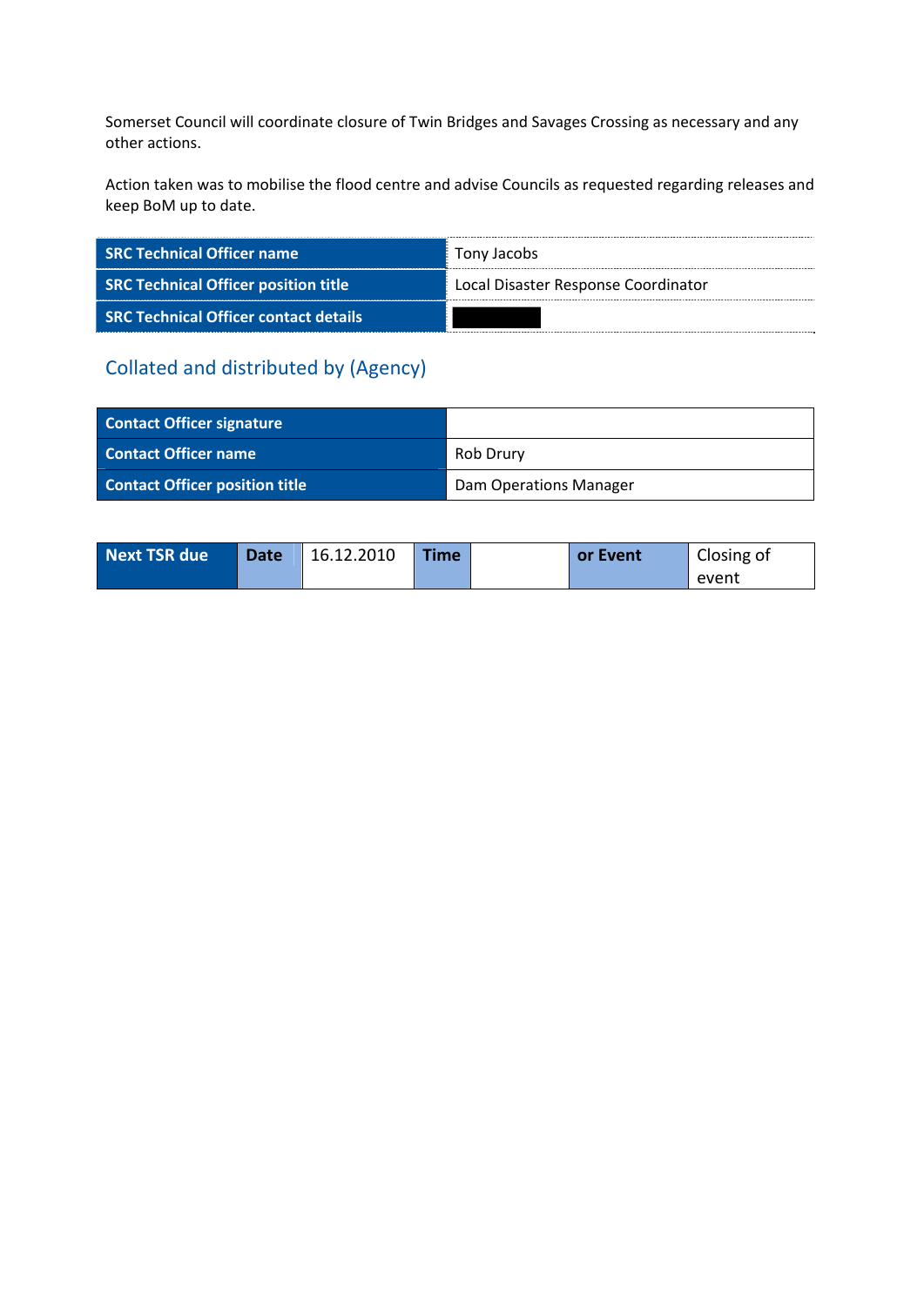Somerset Council will coordinate closure of Twin Bridges and Savages Crossing as necessary and any other actions.

Action taken was to mobilise the flood centre and advise Councils as requested regarding releases and keep BoM up to date.

| SRC Technical Officer name | Tony Jacobs |
|---|---|
| SRC Technical Officer position title | Local Disaster Response Coordinator |
| SRC Technical Officer contact details | |

## Collated and distributed by (Agency)

| Contact Officer signature | |
|---|---|
| Contact Officer name | Rob Drury |
| Contact Officer position title | Dam Operations Manager |

| Next TSR due | Date | 16.12.2010 | Time | | or Event | Closing of event |
|---|---|---|---|---|---|---|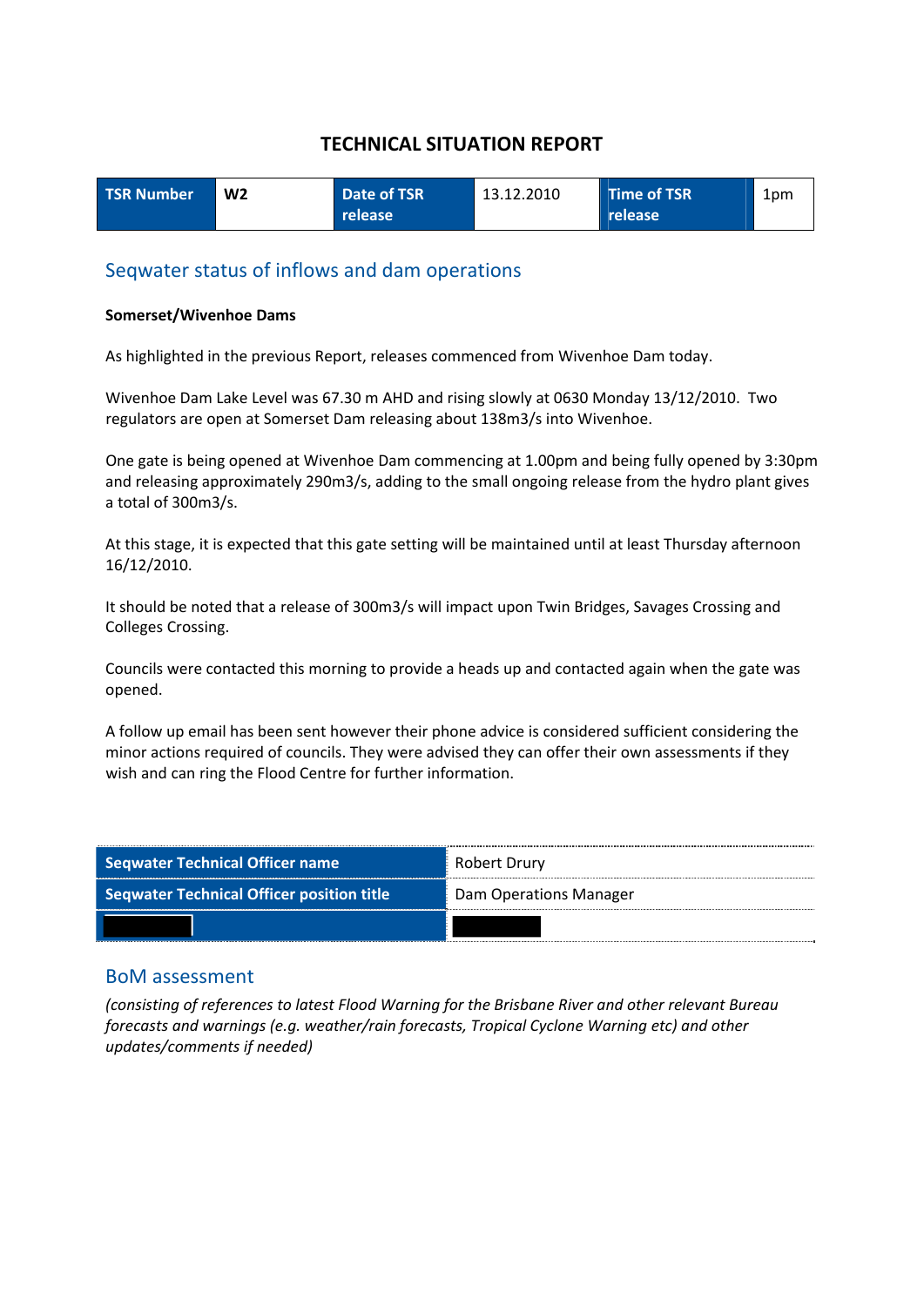# TECHNICAL SITUATION REPORT

| TSR Number | W2 | Date of TSR release | 13.12.2010 | Time of TSR release | 1pm |
|---|---|---|---|---|---|

## Seqwater status of inflows and dam operations

**Somerset/Wivenhoe Dams**

As highlighted in the previous Report, releases commenced from Wivenhoe Dam today.

Wivenhoe Dam Lake Level was 67.30 m AHD and rising slowly at 0630 Monday 13/12/2010. Two regulators are open at Somerset Dam releasing about 138m3/s into Wivenhoe.

One gate is being opened at Wivenhoe Dam commencing at 1.00pm and being fully opened by 3:30pm and releasing approximately 290m3/s, adding to the small ongoing release from the hydro plant gives a total of 300m3/s.

At this stage, it is expected that this gate setting will be maintained until at least Thursday afternoon 16/12/2010.

It should be noted that a release of 300m3/s will impact upon Twin Bridges, Savages Crossing and Colleges Crossing.

Councils were contacted this morning to provide a heads up and contacted again when the gate was opened.

A follow up email has been sent however their phone advice is considered sufficient considering the minor actions required of councils. They were advised they can offer their own assessments if they wish and can ring the Flood Centre for further information.

| Seqwater Technical Officer name | Robert Drury |
|---|---|
| Seqwater Technical Officer position title | Dam Operations Manager |
| | |

## BoM assessment

*(consisting of references to latest Flood Warning for the Brisbane River and other relevant Bureau forecasts and warnings (e.g. weather/rain forecasts, Tropical Cyclone Warning etc) and other updates/comments if needed)*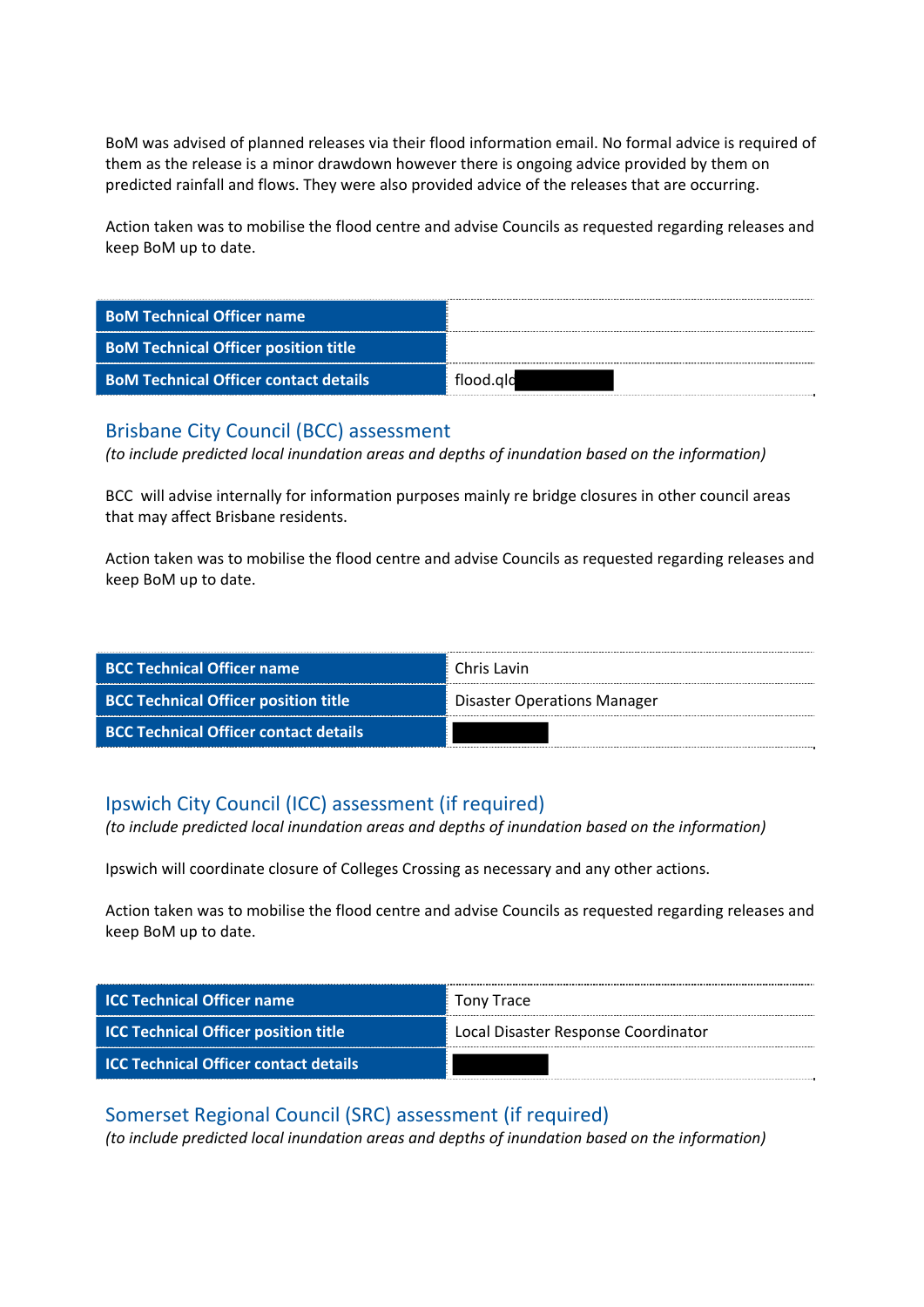BoM was advised of planned releases via their flood information email. No formal advice is required of them as the release is a minor drawdown however there is ongoing advice provided by them on predicted rainfall and flows. They were also provided advice of the releases that are occurring.

Action taken was to mobilise the flood centre and advise Councils as requested regarding releases and keep BoM up to date.

| | |
|---|---|
| **BoM Technical Officer name** | |
| **BoM Technical Officer position title** | |
| **BoM Technical Officer contact details** | flood.qld |

## Brisbane City Council (BCC) assessment

*(to include predicted local inundation areas and depths of inundation based on the information)*

BCC will advise internally for information purposes mainly re bridge closures in other council areas that may affect Brisbane residents.

Action taken was to mobilise the flood centre and advise Councils as requested regarding releases and keep BoM up to date.

| | |
|---|---|
| **BCC Technical Officer name** | Chris Lavin |
| **BCC Technical Officer position title** | Disaster Operations Manager |
| **BCC Technical Officer contact details** | |

## Ipswich City Council (ICC) assessment (if required)

*(to include predicted local inundation areas and depths of inundation based on the information)*

Ipswich will coordinate closure of Colleges Crossing as necessary and any other actions.

Action taken was to mobilise the flood centre and advise Councils as requested regarding releases and keep BoM up to date.

| | |
|---|---|
| **ICC Technical Officer name** | Tony Trace |
| **ICC Technical Officer position title** | Local Disaster Response Coordinator |
| **ICC Technical Officer contact details** | |

## Somerset Regional Council (SRC) assessment (if required)

*(to include predicted local inundation areas and depths of inundation based on the information)*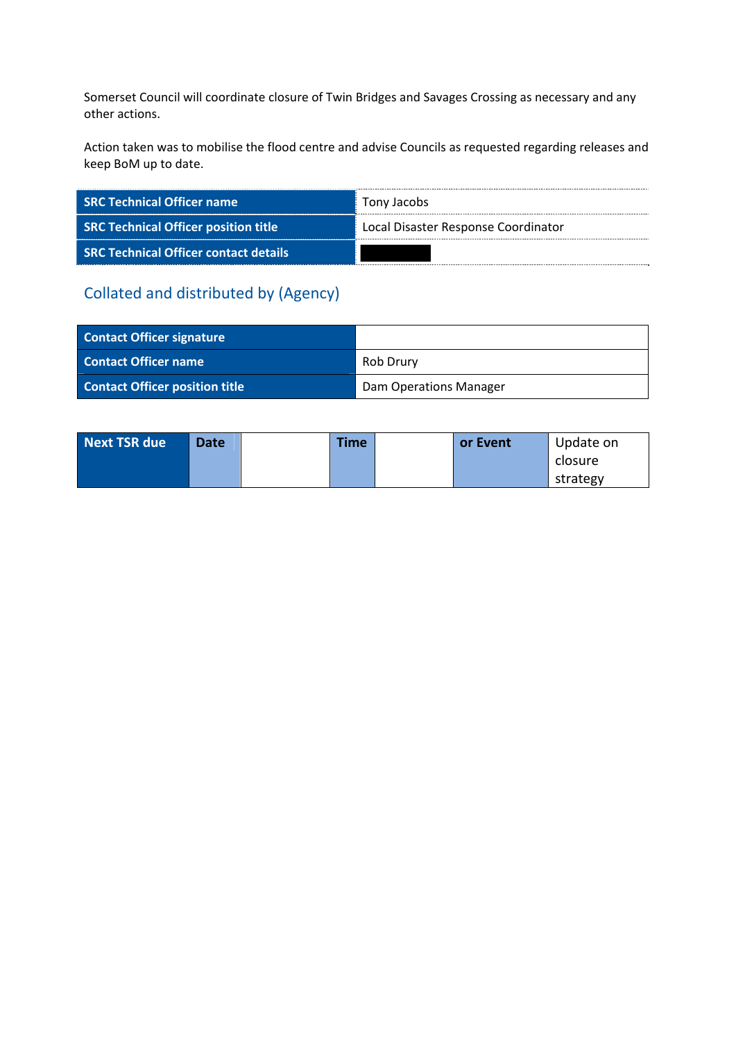Somerset Council will coordinate closure of Twin Bridges and Savages Crossing as necessary and any other actions.

Action taken was to mobilise the flood centre and advise Councils as requested regarding releases and keep BoM up to date.

| | |
|---|---|
| **SRC Technical Officer name** | Tony Jacobs |
| **SRC Technical Officer position title** | Local Disaster Response Coordinator |
| **SRC Technical Officer contact details** | |

## Collated and distributed by (Agency)

| | |
|---|---|
| **Contact Officer signature** | |
| **Contact Officer name** | Rob Drury |
| **Contact Officer position title** | Dam Operations Manager |

| Next TSR due | Date | | Time | | or Event | Update on closure strategy |
|---|---|---|---|---|---|---|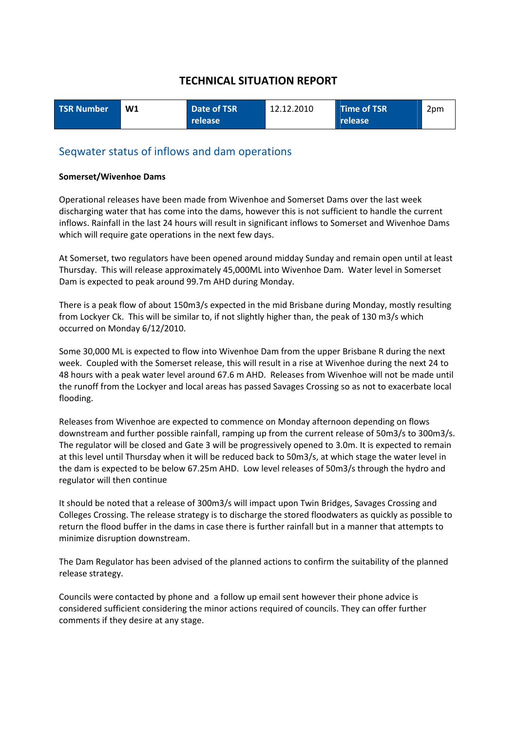# TECHNICAL SITUATION REPORT

| TSR Number | W1 | Date of TSR release | 12.12.2010 | Time of TSR release | 2pm |
|---|---|---|---|---|---|

## Seqwater status of inflows and dam operations

**Somerset/Wivenhoe Dams**

Operational releases have been made from Wivenhoe and Somerset Dams over the last week discharging water that has come into the dams, however this is not sufficient to handle the current inflows. Rainfall in the last 24 hours will result in significant inflows to Somerset and Wivenhoe Dams which will require gate operations in the next few days.

At Somerset, two regulators have been opened around midday Sunday and remain open until at least Thursday. This will release approximately 45,000ML into Wivenhoe Dam. Water level in Somerset Dam is expected to peak around 99.7m AHD during Monday.

There is a peak flow of about 150m3/s expected in the mid Brisbane during Monday, mostly resulting from Lockyer Ck. This will be similar to, if not slightly higher than, the peak of 130 m3/s which occurred on Monday 6/12/2010.

Some 30,000 ML is expected to flow into Wivenhoe Dam from the upper Brisbane R during the next week. Coupled with the Somerset release, this will result in a rise at Wivenhoe during the next 24 to 48 hours with a peak water level around 67.6 m AHD. Releases from Wivenhoe will not be made until the runoff from the Lockyer and local areas has passed Savages Crossing so as not to exacerbate local flooding.

Releases from Wivenhoe are expected to commence on Monday afternoon depending on flows downstream and further possible rainfall, ramping up from the current release of 50m3/s to 300m3/s. The regulator will be closed and Gate 3 will be progressively opened to 3.0m. It is expected to remain at this level until Thursday when it will be reduced back to 50m3/s, at which stage the water level in the dam is expected to be below 67.25m AHD. Low level releases of 50m3/s through the hydro and regulator will then continue

It should be noted that a release of 300m3/s will impact upon Twin Bridges, Savages Crossing and Colleges Crossing. The release strategy is to discharge the stored floodwaters as quickly as possible to return the flood buffer in the dams in case there is further rainfall but in a manner that attempts to minimize disruption downstream.

The Dam Regulator has been advised of the planned actions to confirm the suitability of the planned release strategy.

Councils were contacted by phone and a follow up email sent however their phone advice is considered sufficient considering the minor actions required of councils. They can offer further comments if they desire at any stage.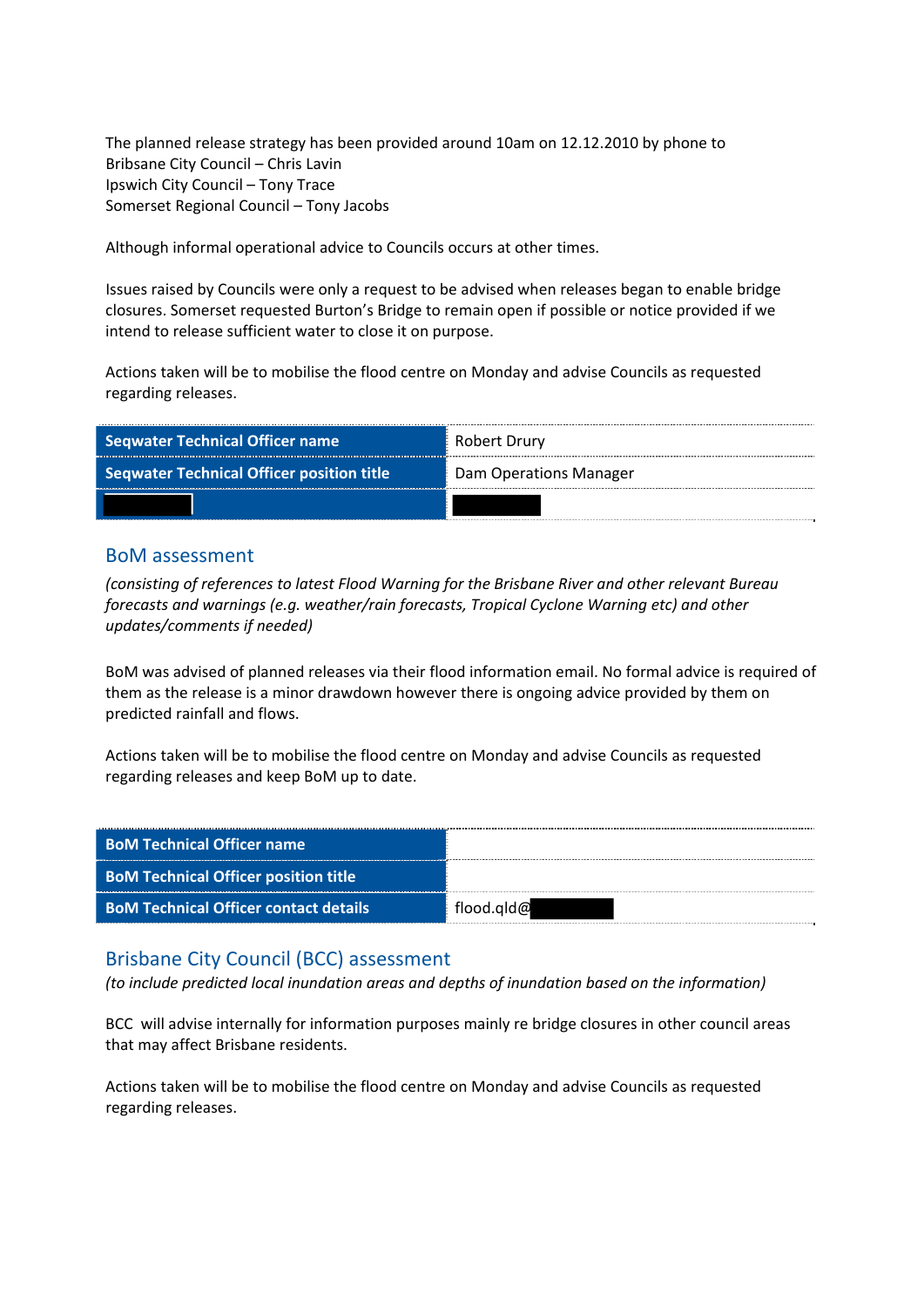The planned release strategy has been provided around 10am on 12.12.2010 by phone to
Bribsane City Council – Chris Lavin
Ipswich City Council – Tony Trace
Somerset Regional Council – Tony Jacobs

Although informal operational advice to Councils occurs at other times.

Issues raised by Councils were only a request to be advised when releases began to enable bridge closures. Somerset requested Burton's Bridge to remain open if possible or notice provided if we intend to release sufficient water to close it on purpose.

Actions taken will be to mobilise the flood centre on Monday and advise Councils as requested regarding releases.

| Seqwater Technical Officer name | Robert Drury |
|---|---|
| Seqwater Technical Officer position title | Dam Operations Manager |
| [redacted] | [redacted] |

## BoM assessment

*(consisting of references to latest Flood Warning for the Brisbane River and other relevant Bureau forecasts and warnings (e.g. weather/rain forecasts, Tropical Cyclone Warning etc) and other updates/comments if needed)*

BoM was advised of planned releases via their flood information email. No formal advice is required of them as the release is a minor drawdown however there is ongoing advice provided by them on predicted rainfall and flows.

Actions taken will be to mobilise the flood centre on Monday and advise Councils as requested regarding releases and keep BoM up to date.

| BoM Technical Officer name | |
|---|---|
| BoM Technical Officer position title | |
| BoM Technical Officer contact details | flood.qld@[redacted] |

## Brisbane City Council (BCC) assessment

*(to include predicted local inundation areas and depths of inundation based on the information)*

BCC will advise internally for information purposes mainly re bridge closures in other council areas that may affect Brisbane residents.

Actions taken will be to mobilise the flood centre on Monday and advise Councils as requested regarding releases.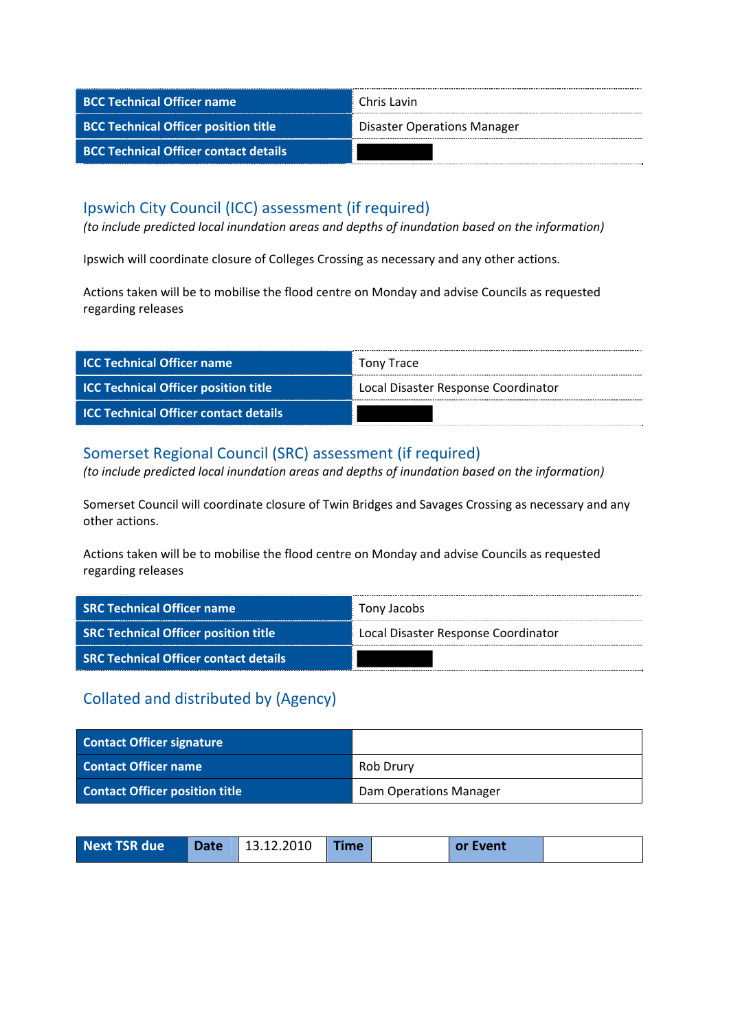| | |
|---|---|
| **BCC Technical Officer name** | Chris Lavin |
| **BCC Technical Officer position title** | Disaster Operations Manager |
| **BCC Technical Officer contact details** | |

## Ipswich City Council (ICC) assessment (if required)

*(to include predicted local inundation areas and depths of inundation based on the information)*

Ipswich will coordinate closure of Colleges Crossing as necessary and any other actions.

Actions taken will be to mobilise the flood centre on Monday and advise Councils as requested regarding releases

| | |
|---|---|
| **ICC Technical Officer name** | Tony Trace |
| **ICC Technical Officer position title** | Local Disaster Response Coordinator |
| **ICC Technical Officer contact details** | |

## Somerset Regional Council (SRC) assessment (if required)

*(to include predicted local inundation areas and depths of inundation based on the information)*

Somerset Council will coordinate closure of Twin Bridges and Savages Crossing as necessary and any other actions.

Actions taken will be to mobilise the flood centre on Monday and advise Councils as requested regarding releases

| | |
|---|---|
| **SRC Technical Officer name** | Tony Jacobs |
| **SRC Technical Officer position title** | Local Disaster Response Coordinator |
| **SRC Technical Officer contact details** | |

## Collated and distributed by (Agency)

| | |
|---|---|
| **Contact Officer signature** | |
| **Contact Officer name** | Rob Drury |
| **Contact Officer position title** | Dam Operations Manager |

| | | | | | | |
|---|---|---|---|---|---|---|
| **Next TSR due** | **Date** | 13.12.2010 | **Time** | | **or Event** | |